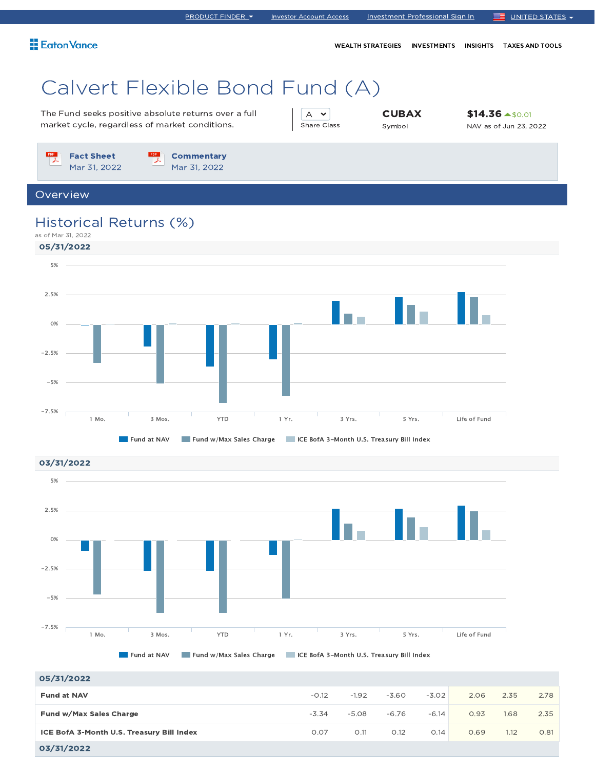PRODUCT FINDER | Investor Account Access | Investment Professional Sign In | UNITED STATES

Eaton Vance

WEALTH STRATEGIES | INVESTMENTS | INSIGHTS | TAXES AND TOOLS

# Calvert Flexible Bond Fund (A)

The Fund seeks positive absolute returns over a full market cycle, regardless of market conditions.

A
Share Class

**CUBAX**
Symbol

**$14.36** ▲$0.01
NAV as of Jun 23, 2022

**Fact Sheet**
Mar 31, 2022

**Commentary**
Mar 31, 2022

## Overview

### Historical Returns (%)

as of Mar 31, 2022

**05/31/2022**

Chart axis: 5%, 2.5%, 0%, -2.5%, -5%, -7.5%

Categories: 1 Mo. | 3 Mos. | YTD | 1 Yr. | 3 Yrs. | 5 Yrs. | Life of Fund

Legend: Fund at NAV | Fund w/Max Sales Charge | ICE BofA 3-Month U.S. Treasury Bill Index

**03/31/2022**

Chart axis: 5%, 2.5%, 0%, -2.5%, -5%, -7.5%

Categories: 1 Mo. | 3 Mos. | YTD | 1 Yr. | 3 Yrs. | 5 Yrs. | Life of Fund

Legend: Fund at NAV | Fund w/Max Sales Charge | ICE BofA 3-Month U.S. Treasury Bill Index

| 05/31/2022 | | | | | | | |
|---|---|---|---|---|---|---|---|
| **Fund at NAV** | -0.12 | -1.92 | -3.60 | -3.02 | 2.06 | 2.35 | 2.78 |
| **Fund w/Max Sales Charge** | -3.34 | -5.08 | -6.76 | -6.14 | 0.93 | 1.68 | 2.35 |
| **ICE BofA 3-Month U.S. Treasury Bill Index** | 0.07 | 0.11 | 0.12 | 0.14 | 0.69 | 1.12 | 0.81 |

**03/31/2022**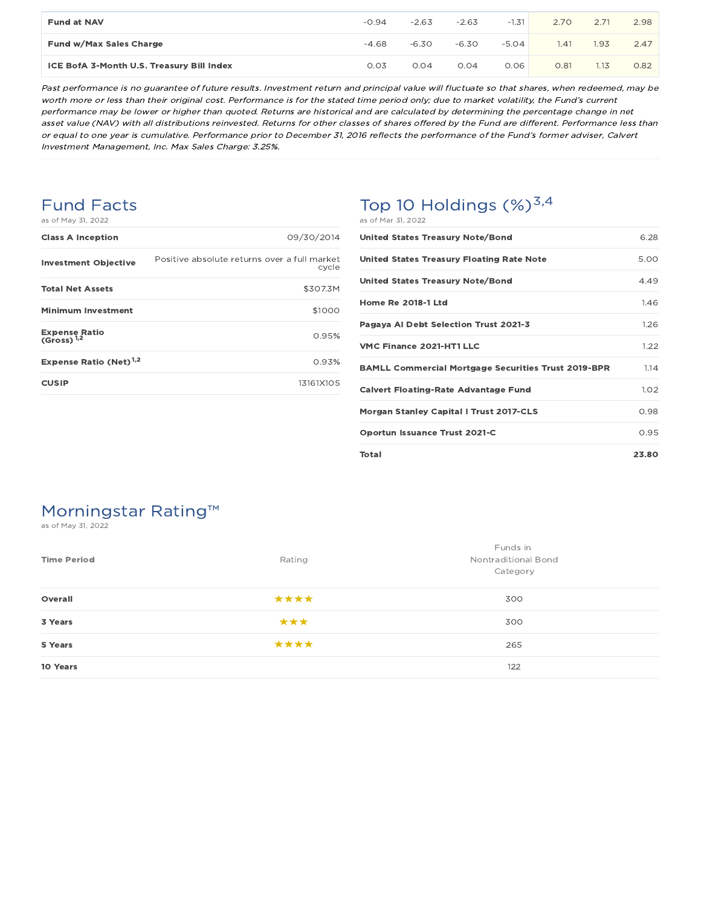| | | | | | | | |
|---|---|---|---|---|---|---|---|
| **Fund at NAV** | -0.94 | -2.63 | -2.63 | -1.31 | 2.70 | 2.71 | 2.98 |
| **Fund w/Max Sales Charge** | -4.68 | -6.30 | -6.30 | -5.04 | 1.41 | 1.93 | 2.47 |
| **ICE BofA 3-Month U.S. Treasury Bill Index** | 0.03 | 0.04 | 0.04 | 0.06 | 0.81 | 1.13 | 0.82 |

*Past performance is no guarantee of future results. Investment return and principal value will fluctuate so that shares, when redeemed, may be worth more or less than their original cost. Performance is for the stated time period only; due to market volatility, the Fund's current performance may be lower or higher than quoted. Returns are historical and are calculated by determining the percentage change in net asset value (NAV) with all distributions reinvested. Returns for other classes of shares offered by the Fund are different. Performance less than or equal to one year is cumulative. Performance prior to December 31, 2016 reflects the performance of the Fund's former adviser, Calvert Investment Management, Inc. Max Sales Charge: 3.25%.*

## Fund Facts

as of May 31, 2022

| | |
|---|---|
| **Class A Inception** | 09/30/2014 |
| **Investment Objective** | Positive absolute returns over a full market cycle |
| **Total Net Assets** | $307.3M |
| **Minimum Investment** | $1000 |
| **Expense Ratio (Gross)** [1,2] | 0.95% |
| **Expense Ratio (Net)** [1,2] | 0.93% |
| **CUSIP** | 13161X105 |

## Top 10 Holdings (%)[3,4]

as of Mar 31, 2022

| | |
|---|---|
| **United States Treasury Note/Bond** | 6.28 |
| **United States Treasury Floating Rate Note** | 5.00 |
| **United States Treasury Note/Bond** | 4.49 |
| **Home Re 2018-1 Ltd** | 1.46 |
| **Pagaya AI Debt Selection Trust 2021-3** | 1.26 |
| **VMC Finance 2021-HT1 LLC** | 1.22 |
| **BAMLL Commercial Mortgage Securities Trust 2019-BPR** | 1.14 |
| **Calvert Floating-Rate Advantage Fund** | 1.02 |
| **Morgan Stanley Capital I Trust 2017-CLS** | 0.98 |
| **Oportun Issuance Trust 2021-C** | 0.95 |
| **Total** | **23.80** |

## Morningstar Rating™

as of May 31, 2022

| Time Period | Rating | Funds in Nontraditional Bond Category |
|---|---|---|
| **Overall** | ★★★★ | 300 |
| **3 Years** | ★★★ | 300 |
| **5 Years** | ★★★★ | 265 |
| **10 Years** | | 122 |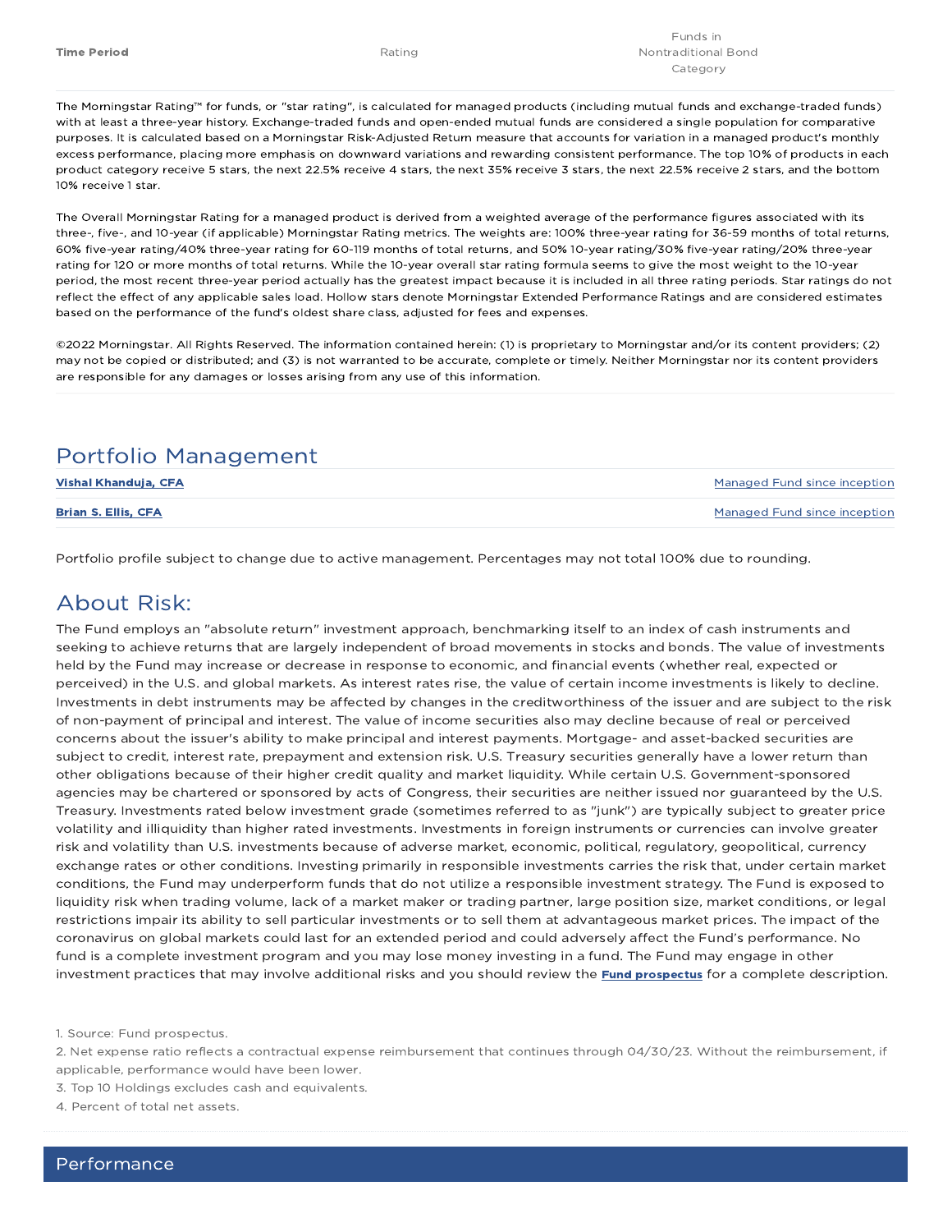| Time Period | Rating | Funds in Nontraditional Bond Category |
|---|---|---|

The Morningstar Rating™ for funds, or "star rating", is calculated for managed products (including mutual funds and exchange-traded funds) with at least a three-year history. Exchange-traded funds and open-ended mutual funds are considered a single population for comparative purposes. It is calculated based on a Morningstar Risk-Adjusted Return measure that accounts for variation in a managed product's monthly excess performance, placing more emphasis on downward variations and rewarding consistent performance. The top 10% of products in each product category receive 5 stars, the next 22.5% receive 4 stars, the next 35% receive 3 stars, the next 22.5% receive 2 stars, and the bottom 10% receive 1 star.

The Overall Morningstar Rating for a managed product is derived from a weighted average of the performance figures associated with its three-, five-, and 10-year (if applicable) Morningstar Rating metrics. The weights are: 100% three-year rating for 36-59 months of total returns, 60% five-year rating/40% three-year rating for 60-119 months of total returns, and 50% 10-year rating/30% five-year rating/20% three-year rating for 120 or more months of total returns. While the 10-year overall star rating formula seems to give the most weight to the 10-year period, the most recent three-year period actually has the greatest impact because it is included in all three rating periods. Star ratings do not reflect the effect of any applicable sales load. Hollow stars denote Morningstar Extended Performance Ratings and are considered estimates based on the performance of the fund's oldest share class, adjusted for fees and expenses.

©2022 Morningstar. All Rights Reserved. The information contained herein: (1) is proprietary to Morningstar and/or its content providers; (2) may not be copied or distributed; and (3) is not warranted to be accurate, complete or timely. Neither Morningstar nor its content providers are responsible for any damages or losses arising from any use of this information.

## Portfolio Management

| | |
|---|---|
| **Vishal Khanduja, CFA** | Managed Fund since inception |
| **Brian S. Ellis, CFA** | Managed Fund since inception |

Portfolio profile subject to change due to active management. Percentages may not total 100% due to rounding.

## About Risk:

The Fund employs an "absolute return" investment approach, benchmarking itself to an index of cash instruments and seeking to achieve returns that are largely independent of broad movements in stocks and bonds. The value of investments held by the Fund may increase or decrease in response to economic, and financial events (whether real, expected or perceived) in the U.S. and global markets. As interest rates rise, the value of certain income investments is likely to decline. Investments in debt instruments may be affected by changes in the creditworthiness of the issuer and are subject to the risk of non-payment of principal and interest. The value of income securities also may decline because of real or perceived concerns about the issuer's ability to make principal and interest payments. Mortgage- and asset-backed securities are subject to credit, interest rate, prepayment and extension risk. U.S. Treasury securities generally have a lower return than other obligations because of their higher credit quality and market liquidity. While certain U.S. Government-sponsored agencies may be chartered or sponsored by acts of Congress, their securities are neither issued nor guaranteed by the U.S. Treasury. Investments rated below investment grade (sometimes referred to as "junk") are typically subject to greater price volatility and illiquidity than higher rated investments. Investments in foreign instruments or currencies can involve greater risk and volatility than U.S. investments because of adverse market, economic, political, regulatory, geopolitical, currency exchange rates or other conditions. Investing primarily in responsible investments carries the risk that, under certain market conditions, the Fund may underperform funds that do not utilize a responsible investment strategy. The Fund is exposed to liquidity risk when trading volume, lack of a market maker or trading partner, large position size, market conditions, or legal restrictions impair its ability to sell particular investments or to sell them at advantageous market prices. The impact of the coronavirus on global markets could last for an extended period and could adversely affect the Fund's performance. No fund is a complete investment program and you may lose money investing in a fund. The Fund may engage in other investment practices that may involve additional risks and you should review the **Fund prospectus** for a complete description.

1. Source: Fund prospectus.
2. Net expense ratio reflects a contractual expense reimbursement that continues through 04/30/23. Without the reimbursement, if applicable, performance would have been lower.
3. Top 10 Holdings excludes cash and equivalents.
4. Percent of total net assets.

## Performance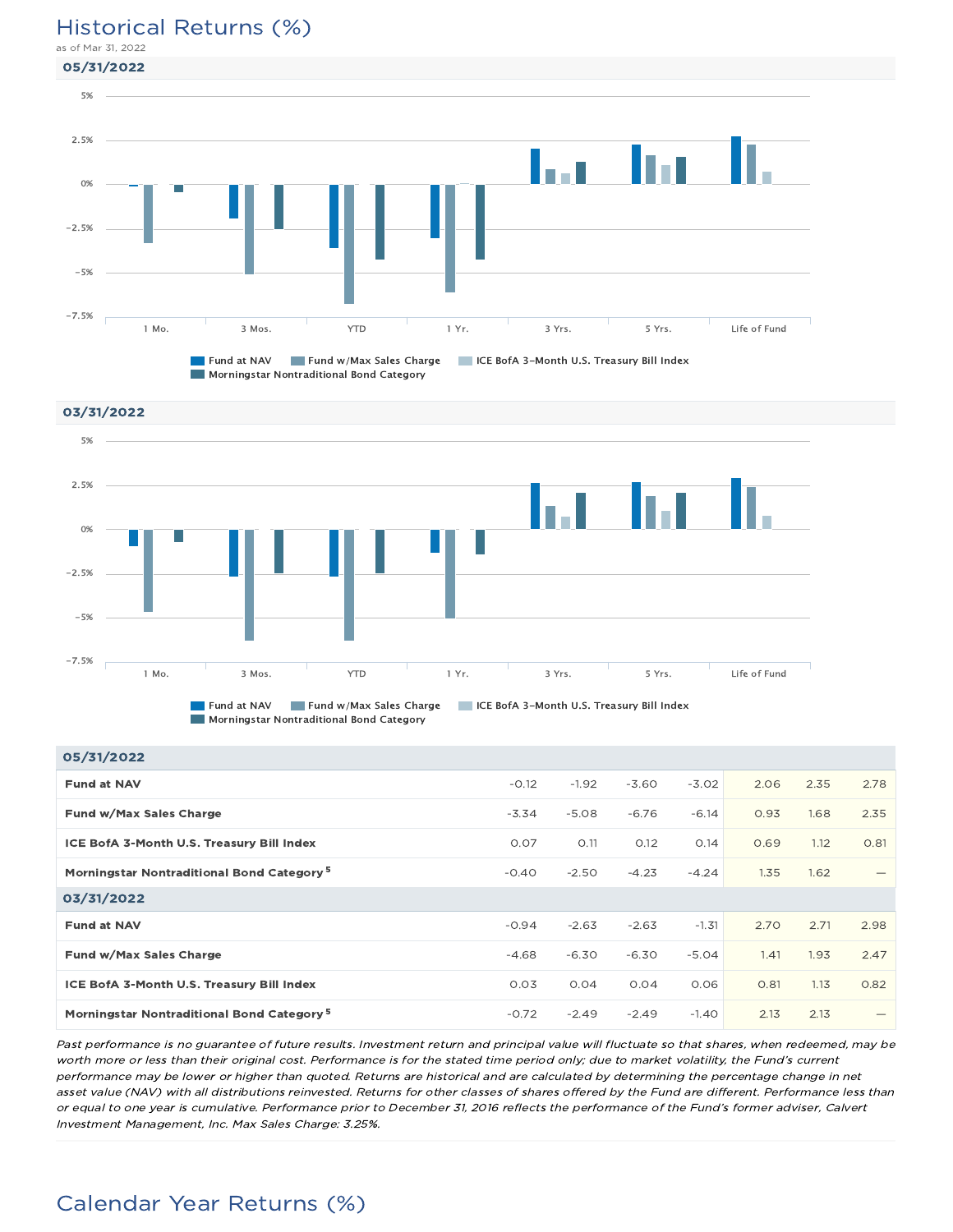# Historical Returns (%)

as of Mar 31, 2022

## 05/31/2022

Fund at NAV | Fund w/Max Sales Charge | ICE BofA 3-Month U.S. Treasury Bill Index | Morningstar Nontraditional Bond Category

## 03/31/2022

Fund at NAV | Fund w/Max Sales Charge | ICE BofA 3-Month U.S. Treasury Bill Index | Morningstar Nontraditional Bond Category

| | 1 Mo. | 3 Mos. | YTD | 1 Yr. | 3 Yrs. | 5 Yrs. | Life of Fund |
|---|---|---|---|---|---|---|---|
| **05/31/2022** | | | | | | | |
| **Fund at NAV** | -0.12 | -1.92 | -3.60 | -3.02 | 2.06 | 2.35 | 2.78 |
| **Fund w/Max Sales Charge** | -3.34 | -5.08 | -6.76 | -6.14 | 0.93 | 1.68 | 2.35 |
| **ICE BofA 3-Month U.S. Treasury Bill Index** | 0.07 | 0.11 | 0.12 | 0.14 | 0.69 | 1.12 | 0.81 |
| **Morningstar Nontraditional Bond Category [5]** | -0.40 | -2.50 | -4.23 | -4.24 | 1.35 | 1.62 | — |
| **03/31/2022** | | | | | | | |
| **Fund at NAV** | -0.94 | -2.63 | -2.63 | -1.31 | 2.70 | 2.71 | 2.98 |
| **Fund w/Max Sales Charge** | -4.68 | -6.30 | -6.30 | -5.04 | 1.41 | 1.93 | 2.47 |
| **ICE BofA 3-Month U.S. Treasury Bill Index** | 0.03 | 0.04 | 0.04 | 0.06 | 0.81 | 1.13 | 0.82 |
| **Morningstar Nontraditional Bond Category [5]** | -0.72 | -2.49 | -2.49 | -1.40 | 2.13 | 2.13 | — |

*Past performance is no guarantee of future results. Investment return and principal value will fluctuate so that shares, when redeemed, may be worth more or less than their original cost. Performance is for the stated time period only; due to market volatility, the Fund's current performance may be lower or higher than quoted. Returns are historical and are calculated by determining the percentage change in net asset value (NAV) with all distributions reinvested. Returns for other classes of shares offered by the Fund are different. Performance less than or equal to one year is cumulative. Performance prior to December 31, 2016 reflects the performance of the Fund's former adviser, Calvert Investment Management, Inc. Max Sales Charge: 3.25%.*

# Calendar Year Returns (%)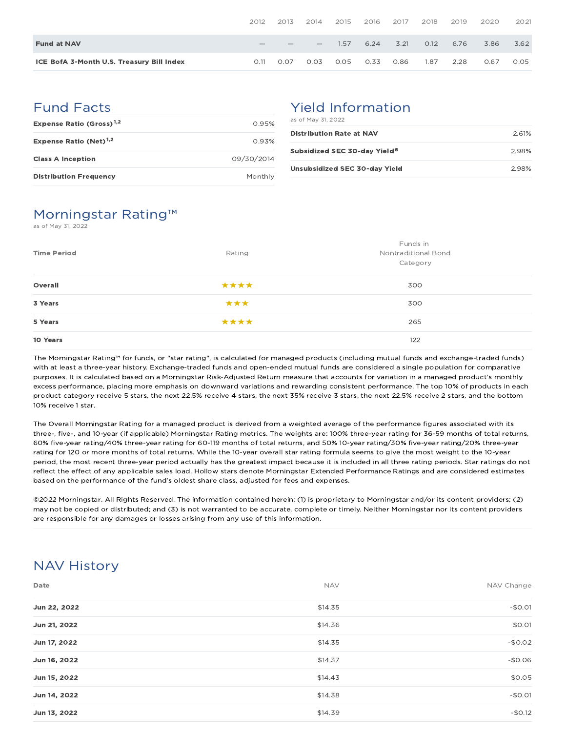| | 2012 | 2013 | 2014 | 2015 | 2016 | 2017 | 2018 | 2019 | 2020 | 2021 |
|---|---|---|---|---|---|---|---|---|---|---|
| **Fund at NAV** | — | — | — | 1.57 | 6.24 | 3.21 | 0.12 | 6.76 | 3.86 | 3.62 |
| **ICE BofA 3-Month U.S. Treasury Bill Index** | 0.11 | 0.07 | 0.03 | 0.05 | 0.33 | 0.86 | 1.87 | 2.28 | 0.67 | 0.05 |

## Fund Facts

| | |
|---|---|
| **Expense Ratio (Gross)**[1,2] | 0.95% |
| **Expense Ratio (Net)**[1,2] | 0.93% |
| **Class A Inception** | 09/30/2014 |
| **Distribution Frequency** | Monthly |

## Yield Information

as of May 31, 2022

| | |
|---|---|
| **Distribution Rate at NAV** | 2.61% |
| **Subsidized SEC 30-day Yield**[6] | 2.98% |
| **Unsubsidized SEC 30-day Yield** | 2.98% |

## Morningstar Rating™

as of May 31, 2022

| Time Period | Rating | Funds in Nontraditional Bond Category |
|---|---|---|
| **Overall** | ★★★★ | 300 |
| **3 Years** | ★★★ | 300 |
| **5 Years** | ★★★★ | 265 |
| **10 Years** | | 122 |

The Morningstar Rating™ for funds, or "star rating", is calculated for managed products (including mutual funds and exchange-traded funds) with at least a three-year history. Exchange-traded funds and open-ended mutual funds are considered a single population for comparative purposes. It is calculated based on a Morningstar Risk-Adjusted Return measure that accounts for variation in a managed product's monthly excess performance, placing more emphasis on downward variations and rewarding consistent performance. The top 10% of products in each product category receive 5 stars, the next 22.5% receive 4 stars, the next 35% receive 3 stars, the next 22.5% receive 2 stars, and the bottom 10% receive 1 star.

The Overall Morningstar Rating for a managed product is derived from a weighted average of the performance figures associated with its three-, five-, and 10-year (if applicable) Morningstar Rating metrics. The weights are: 100% three-year rating for 36-59 months of total returns, 60% five-year rating/40% three-year rating for 60-119 months of total returns, and 50% 10-year rating/30% five-year rating/20% three-year rating for 120 or more months of total returns. While the 10-year overall star rating formula seems to give the most weight to the 10-year period, the most recent three-year period actually has the greatest impact because it is included in all three rating periods. Star ratings do not reflect the effect of any applicable sales load. Hollow stars denote Morningstar Extended Performance Ratings and are considered estimates based on the performance of the fund's oldest share class, adjusted for fees and expenses.

©2022 Morningstar. All Rights Reserved. The information contained herein: (1) is proprietary to Morningstar and/or its content providers; (2) may not be copied or distributed; and (3) is not warranted to be accurate, complete or timely. Neither Morningstar nor its content providers are responsible for any damages or losses arising from any use of this information.

## NAV History

| Date | NAV | NAV Change |
|---|---|---|
| **Jun 22, 2022** | $14.35 | -$0.01 |
| **Jun 21, 2022** | $14.36 | $0.01 |
| **Jun 17, 2022** | $14.35 | -$0.02 |
| **Jun 16, 2022** | $14.37 | -$0.06 |
| **Jun 15, 2022** | $14.43 | $0.05 |
| **Jun 14, 2022** | $14.38 | -$0.01 |
| **Jun 13, 2022** | $14.39 | -$0.12 |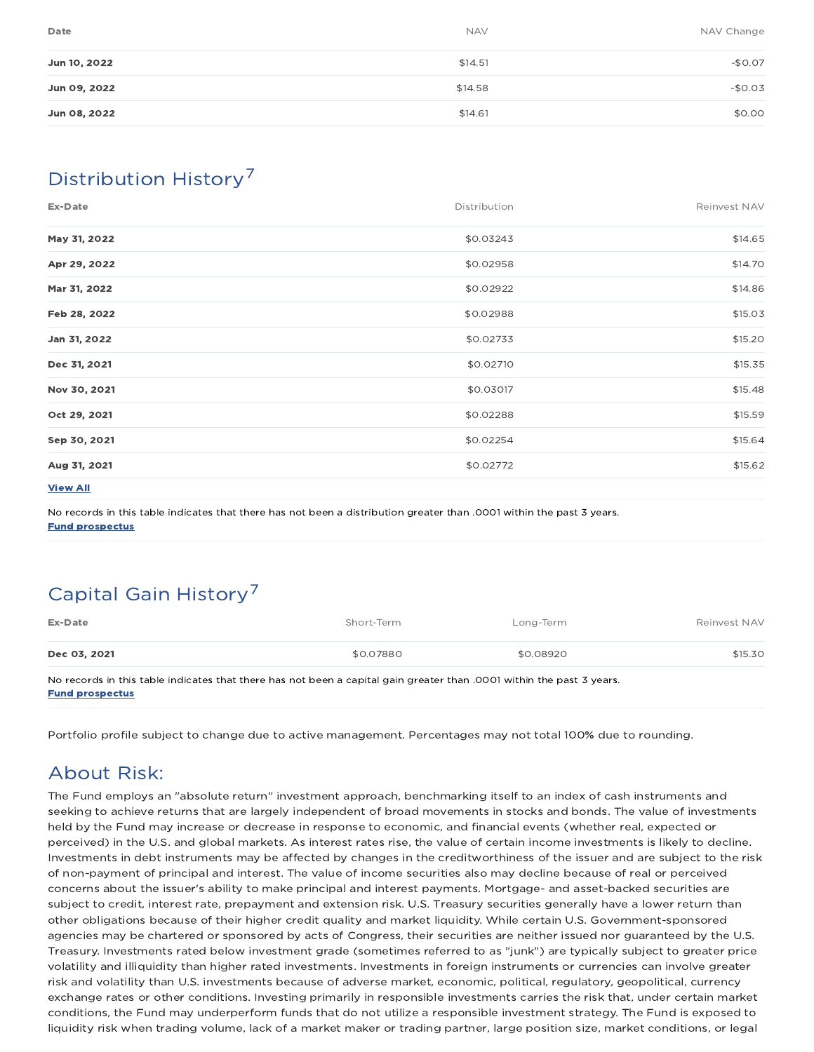| Date | NAV | NAV Change |
|---|---|---|
| **Jun 10, 2022** | $14.51 | -$0.07 |
| **Jun 09, 2022** | $14.58 | -$0.03 |
| **Jun 08, 2022** | $14.61 | $0.00 |

## Distribution History[7]

| Ex-Date | Distribution | Reinvest NAV |
|---|---|---|
| **May 31, 2022** | $0.03243 | $14.65 |
| **Apr 29, 2022** | $0.02958 | $14.70 |
| **Mar 31, 2022** | $0.02922 | $14.86 |
| **Feb 28, 2022** | $0.02988 | $15.03 |
| **Jan 31, 2022** | $0.02733 | $15.20 |
| **Dec 31, 2021** | $0.02710 | $15.35 |
| **Nov 30, 2021** | $0.03017 | $15.48 |
| **Oct 29, 2021** | $0.02288 | $15.59 |
| **Sep 30, 2021** | $0.02254 | $15.64 |
| **Aug 31, 2021** | $0.02772 | $15.62 |

**View All**

No records in this table indicates that there has not been a distribution greater than .0001 within the past 3 years.
**Fund prospectus**

## Capital Gain History[7]

| Ex-Date | Short-Term | Long-Term | Reinvest NAV |
|---|---|---|---|
| **Dec 03, 2021** | $0.07880 | $0.08920 | $15.30 |

No records in this table indicates that there has not been a capital gain greater than .0001 within the past 3 years.
**Fund prospectus**

Portfolio profile subject to change due to active management. Percentages may not total 100% due to rounding.

## About Risk:

The Fund employs an "absolute return" investment approach, benchmarking itself to an index of cash instruments and seeking to achieve returns that are largely independent of broad movements in stocks and bonds. The value of investments held by the Fund may increase or decrease in response to economic, and financial events (whether real, expected or perceived) in the U.S. and global markets. As interest rates rise, the value of certain income investments is likely to decline. Investments in debt instruments may be affected by changes in the creditworthiness of the issuer and are subject to the risk of non-payment of principal and interest. The value of income securities also may decline because of real or perceived concerns about the issuer's ability to make principal and interest payments. Mortgage- and asset-backed securities are subject to credit, interest rate, prepayment and extension risk. U.S. Treasury securities generally have a lower return than other obligations because of their higher credit quality and market liquidity. While certain U.S. Government-sponsored agencies may be chartered or sponsored by acts of Congress, their securities are neither issued nor guaranteed by the U.S. Treasury. Investments rated below investment grade (sometimes referred to as "junk") are typically subject to greater price volatility and illiquidity than higher rated investments. Investments in foreign instruments or currencies can involve greater risk and volatility than U.S. investments because of adverse market, economic, political, regulatory, geopolitical, currency exchange rates or other conditions. Investing primarily in responsible investments carries the risk that, under certain market conditions, the Fund may underperform funds that do not utilize a responsible investment strategy. The Fund is exposed to liquidity risk when trading volume, lack of a market maker or trading partner, large position size, market conditions, or legal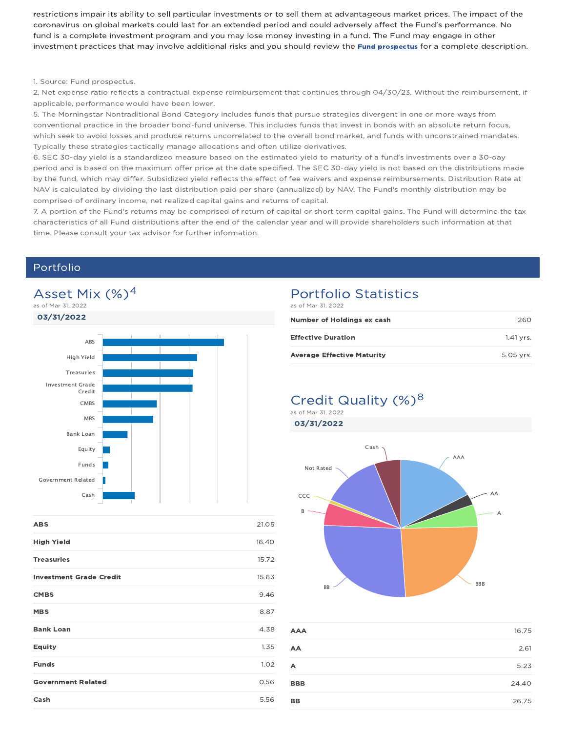restrictions impair its ability to sell particular investments or to sell them at advantageous market prices. The impact of the coronavirus on global markets could last for an extended period and could adversely affect the Fund's performance. No fund is a complete investment program and you may lose money investing in a fund. The Fund may engage in other investment practices that may involve additional risks and you should review the **Fund prospectus** for a complete description.

1. Source: Fund prospectus.
2. Net expense ratio reflects a contractual expense reimbursement that continues through 04/30/23. Without the reimbursement, if applicable, performance would have been lower.
5. The Morningstar Nontraditional Bond Category includes funds that pursue strategies divergent in one or more ways from conventional practice in the broader bond-fund universe. This includes funds that invest in bonds with an absolute return focus, which seek to avoid losses and produce returns uncorrelated to the overall bond market, and funds with unconstrained mandates. Typically these strategies tactically manage allocations and often utilize derivatives.
6. SEC 30-day yield is a standardized measure based on the estimated yield to maturity of a fund's investments over a 30-day period and is based on the maximum offer price at the date specified. The SEC 30-day yield is not based on the distributions made by the fund, which may differ. Subsidized yield reflects the effect of fee waivers and expense reimbursements. Distribution Rate at NAV is calculated by dividing the last distribution paid per share (annualized) by NAV. The Fund's monthly distribution may be comprised of ordinary income, net realized capital gains and returns of capital.
7. A portion of the Fund's returns may be comprised of return of capital or short term capital gains. The Fund will determine the tax characteristics of all Fund distributions after the end of the calendar year and will provide shareholders such information at that time. Please consult your tax advisor for further information.

## Portfolio

### Asset Mix (%)[4]

as of Mar 31, 2022

**03/31/2022**

| | |
|---|---|
| **ABS** | 21.05 |
| **High Yield** | 16.40 |
| **Treasuries** | 15.72 |
| **Investment Grade Credit** | 15.63 |
| **CMBS** | 9.46 |
| **MBS** | 8.87 |
| **Bank Loan** | 4.38 |
| **Equity** | 1.35 |
| **Funds** | 1.02 |
| **Government Related** | 0.56 |
| **Cash** | 5.56 |

### Portfolio Statistics

as of Mar 31, 2022

| | |
|---|---|
| **Number of Holdings ex cash** | 260 |
| **Effective Duration** | 1.41 yrs. |
| **Average Effective Maturity** | 5.05 yrs. |

### Credit Quality (%)[8]

as of Mar 31, 2022

**03/31/2022**

| | |
|---|---|
| **AAA** | 16.75 |
| **AA** | 2.61 |
| **A** | 5.23 |
| **BBB** | 24.40 |
| **BB** | 26.75 |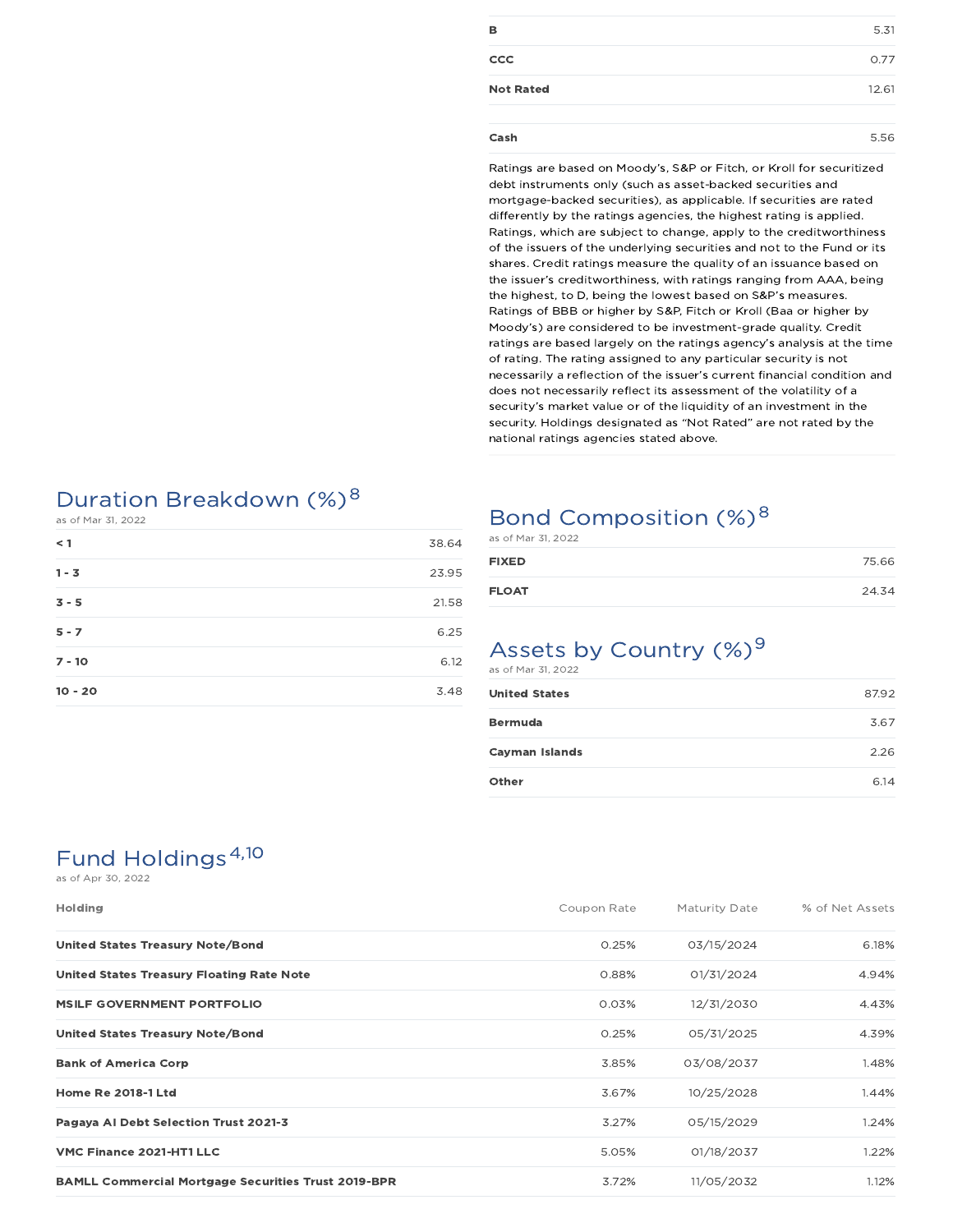| | |
|---|---|
| B | 5.31 |
| CCC | 0.77 |
| Not Rated | 12.61 |

| | |
|---|---|
| Cash | 5.56 |

Ratings are based on Moody's, S&P or Fitch, or Kroll for securitized debt instruments only (such as asset-backed securities and mortgage-backed securities), as applicable. If securities are rated differently by the ratings agencies, the highest rating is applied. Ratings, which are subject to change, apply to the creditworthiness of the issuers of the underlying securities and not to the Fund or its shares. Credit ratings measure the quality of an issuance based on the issuer's creditworthiness, with ratings ranging from AAA, being the highest, to D, being the lowest based on S&P's measures. Ratings of BBB or higher by S&P, Fitch or Kroll (Baa or higher by Moody's) are considered to be investment-grade quality. Credit ratings are based largely on the ratings agency's analysis at the time of rating. The rating assigned to any particular security is not necessarily a reflection of the issuer's current financial condition and does not necessarily reflect its assessment of the volatility of a security's market value or of the liquidity of an investment in the security. Holdings designated as "Not Rated" are not rated by the national ratings agencies stated above.

## Duration Breakdown (%)[8]

as of Mar 31, 2022

| | |
|---|---|
| < 1 | 38.64 |
| 1 - 3 | 23.95 |
| 3 - 5 | 21.58 |
| 5 - 7 | 6.25 |
| 7 - 10 | 6.12 |
| 10 - 20 | 3.48 |

## Bond Composition (%)[8]

as of Mar 31, 2022

| | |
|---|---|
| FIXED | 75.66 |
| FLOAT | 24.34 |

## Assets by Country (%)[9]

as of Mar 31, 2022

| | |
|---|---|
| United States | 87.92 |
| Bermuda | 3.67 |
| Cayman Islands | 2.26 |
| Other | 6.14 |

## Fund Holdings[4,10]

as of Apr 30, 2022

| Holding | Coupon Rate | Maturity Date | % of Net Assets |
|---|---|---|---|
| United States Treasury Note/Bond | 0.25% | 03/15/2024 | 6.18% |
| United States Treasury Floating Rate Note | 0.88% | 01/31/2024 | 4.94% |
| MSILF GOVERNMENT PORTFOLIO | 0.03% | 12/31/2030 | 4.43% |
| United States Treasury Note/Bond | 0.25% | 05/31/2025 | 4.39% |
| Bank of America Corp | 3.85% | 03/08/2037 | 1.48% |
| Home Re 2018-1 Ltd | 3.67% | 10/25/2028 | 1.44% |
| Pagaya AI Debt Selection Trust 2021-3 | 3.27% | 05/15/2029 | 1.24% |
| VMC Finance 2021-HT1 LLC | 5.05% | 01/18/2037 | 1.22% |
| BAMLL Commercial Mortgage Securities Trust 2019-BPR | 3.72% | 11/05/2032 | 1.12% |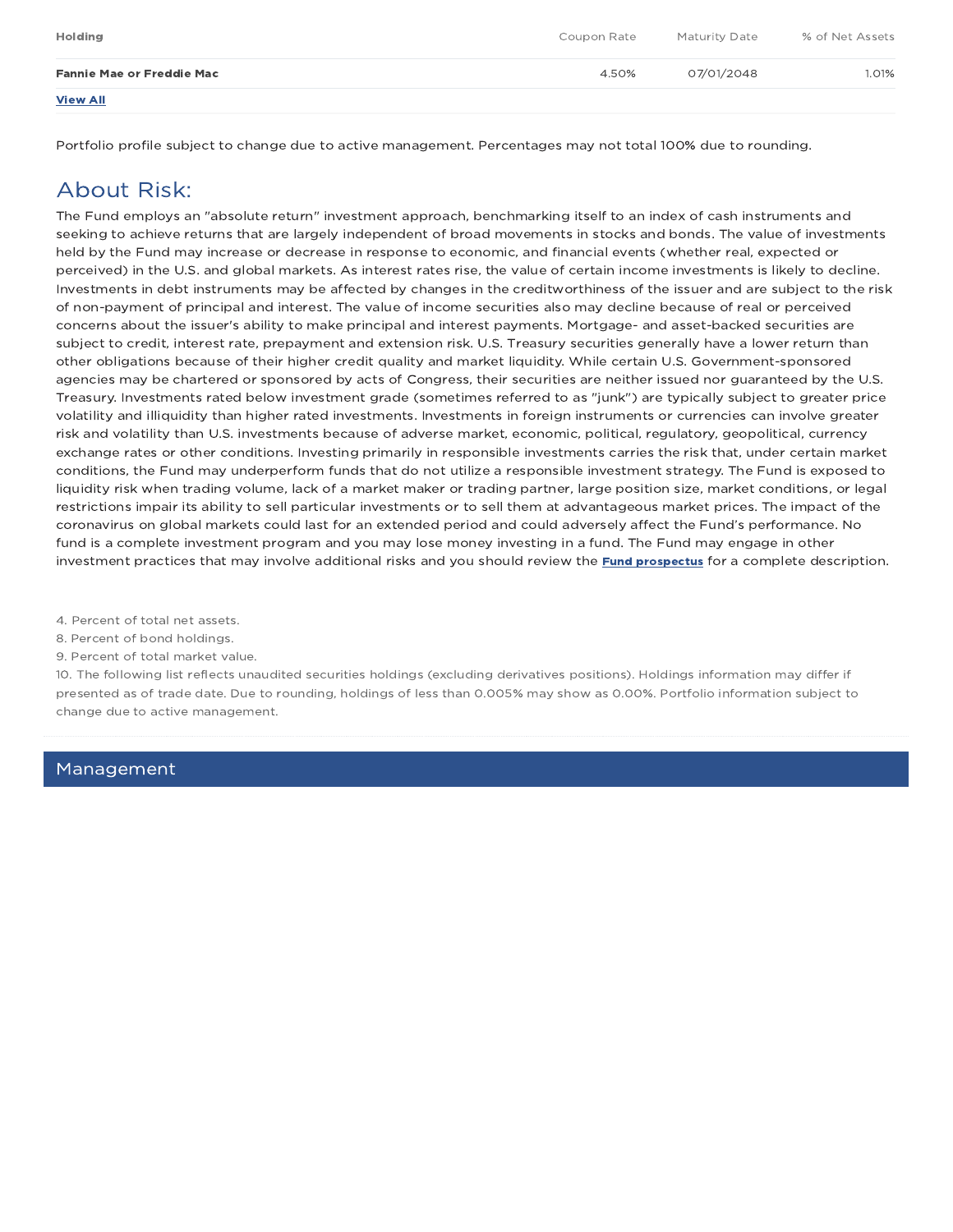| Holding | Coupon Rate | Maturity Date | % of Net Assets |
| --- | --- | --- | --- |
| **Fannie Mae or Freddie Mac** | 4.50% | 07/01/2048 | 1.01% |

**View All**

Portfolio profile subject to change due to active management. Percentages may not total 100% due to rounding.

## About Risk:

The Fund employs an "absolute return" investment approach, benchmarking itself to an index of cash instruments and seeking to achieve returns that are largely independent of broad movements in stocks and bonds. The value of investments held by the Fund may increase or decrease in response to economic, and financial events (whether real, expected or perceived) in the U.S. and global markets. As interest rates rise, the value of certain income investments is likely to decline. Investments in debt instruments may be affected by changes in the creditworthiness of the issuer and are subject to the risk of non-payment of principal and interest. The value of income securities also may decline because of real or perceived concerns about the issuer's ability to make principal and interest payments. Mortgage- and asset-backed securities are subject to credit, interest rate, prepayment and extension risk. U.S. Treasury securities generally have a lower return than other obligations because of their higher credit quality and market liquidity. While certain U.S. Government-sponsored agencies may be chartered or sponsored by acts of Congress, their securities are neither issued nor guaranteed by the U.S. Treasury. Investments rated below investment grade (sometimes referred to as "junk") are typically subject to greater price volatility and illiquidity than higher rated investments. Investments in foreign instruments or currencies can involve greater risk and volatility than U.S. investments because of adverse market, economic, political, regulatory, geopolitical, currency exchange rates or other conditions. Investing primarily in responsible investments carries the risk that, under certain market conditions, the Fund may underperform funds that do not utilize a responsible investment strategy. The Fund is exposed to liquidity risk when trading volume, lack of a market maker or trading partner, large position size, market conditions, or legal restrictions impair its ability to sell particular investments or to sell them at advantageous market prices. The impact of the coronavirus on global markets could last for an extended period and could adversely affect the Fund's performance. No fund is a complete investment program and you may lose money investing in a fund. The Fund may engage in other investment practices that may involve additional risks and you should review the **Fund prospectus** for a complete description.

4. Percent of total net assets.
8. Percent of bond holdings.
9. Percent of total market value.
10. The following list reflects unaudited securities holdings (excluding derivatives positions). Holdings information may differ if presented as of trade date. Due to rounding, holdings of less than 0.005% may show as 0.00%. Portfolio information subject to change due to active management.

## Management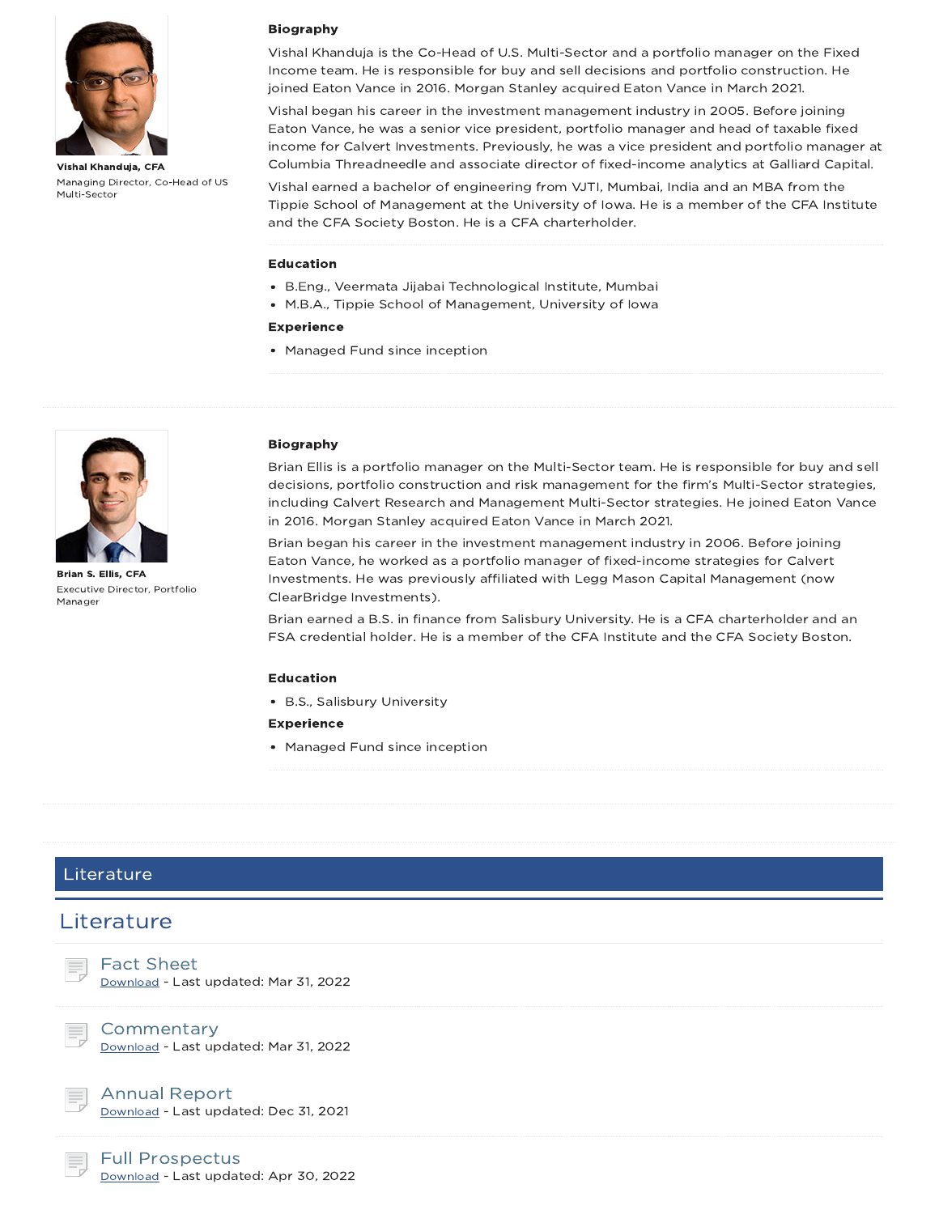**Vishal Khanduja, CFA**
Managing Director, Co-Head of US Multi-Sector

### Biography

Vishal Khanduja is the Co-Head of U.S. Multi-Sector and a portfolio manager on the Fixed Income team. He is responsible for buy and sell decisions and portfolio construction. He joined Eaton Vance in 2016. Morgan Stanley acquired Eaton Vance in March 2021.

Vishal began his career in the investment management industry in 2005. Before joining Eaton Vance, he was a senior vice president, portfolio manager and head of taxable fixed income for Calvert Investments. Previously, he was a vice president and portfolio manager at Columbia Threadneedle and associate director of fixed-income analytics at Galliard Capital.

Vishal earned a bachelor of engineering from VJTI, Mumbai, India and an MBA from the Tippie School of Management at the University of Iowa. He is a member of the CFA Institute and the CFA Society Boston. He is a CFA charterholder.

### Education

- B.Eng., Veermata Jijabai Technological Institute, Mumbai
- M.B.A., Tippie School of Management, University of Iowa

### Experience

- Managed Fund since inception

---

**Brian S. Ellis, CFA**
Executive Director, Portfolio Manager

### Biography

Brian Ellis is a portfolio manager on the Multi-Sector team. He is responsible for buy and sell decisions, portfolio construction and risk management for the firm's Multi-Sector strategies, including Calvert Research and Management Multi-Sector strategies. He joined Eaton Vance in 2016. Morgan Stanley acquired Eaton Vance in March 2021.

Brian began his career in the investment management industry in 2006. Before joining Eaton Vance, he worked as a portfolio manager of fixed-income strategies for Calvert Investments. He was previously affiliated with Legg Mason Capital Management (now ClearBridge Investments).

Brian earned a B.S. in finance from Salisbury University. He is a CFA charterholder and an FSA credential holder. He is a member of the CFA Institute and the CFA Society Boston.

### Education

- B.S., Salisbury University

### Experience

- Managed Fund since inception

---

## Literature

## Literature

**Fact Sheet**
Download - Last updated: Mar 31, 2022

**Commentary**
Download - Last updated: Mar 31, 2022

**Annual Report**
Download - Last updated: Dec 31, 2021

**Full Prospectus**
Download - Last updated: Apr 30, 2022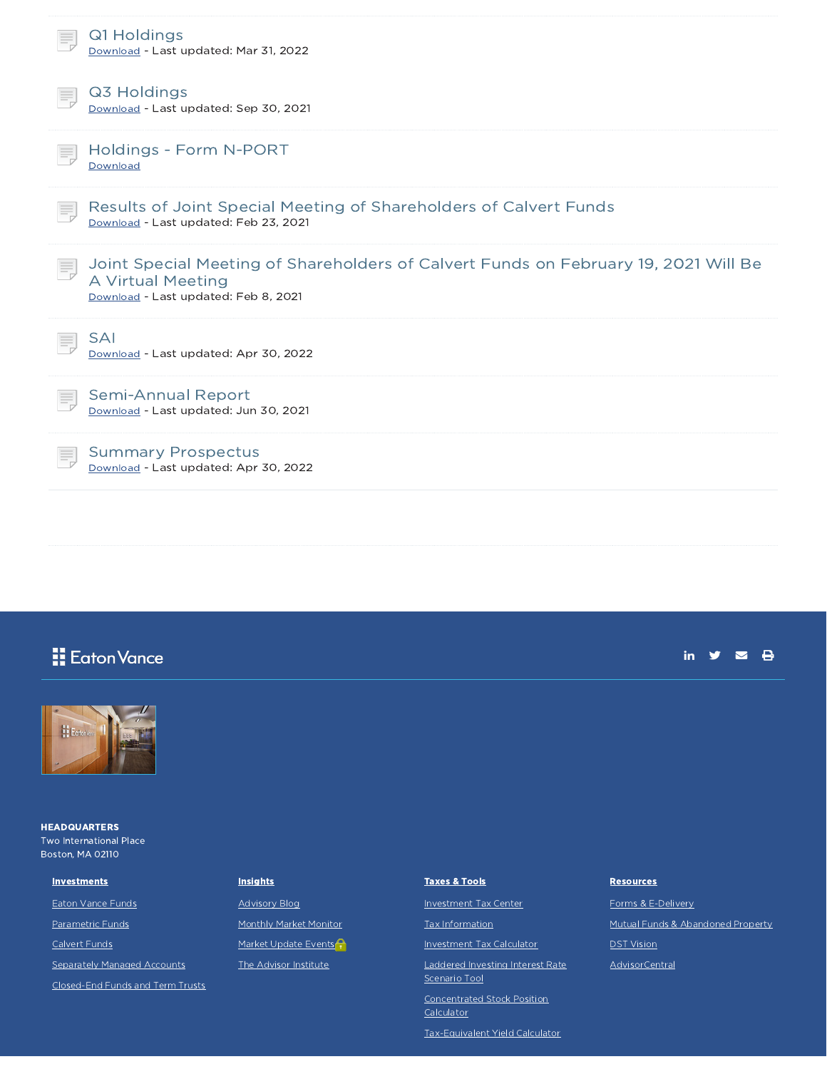### Q1 Holdings
Download - Last updated: Mar 31, 2022

### Q3 Holdings
Download - Last updated: Sep 30, 2021

### Holdings - Form N-PORT
Download

### Results of Joint Special Meeting of Shareholders of Calvert Funds
Download - Last updated: Feb 23, 2021

### Joint Special Meeting of Shareholders of Calvert Funds on February 19, 2021 Will Be A Virtual Meeting
Download - Last updated: Feb 8, 2021

### SAI
Download - Last updated: Apr 30, 2022

### Semi-Annual Report
Download - Last updated: Jun 30, 2021

### Summary Prospectus
Download - Last updated: Apr 30, 2022

Eaton Vance

**HEADQUARTERS**
Two International Place
Boston, MA 02110

**Investments**
- Eaton Vance Funds
- Parametric Funds
- Calvert Funds
- Separately Managed Accounts
- Closed-End Funds and Term Trusts

**Insights**
- Advisory Blog
- Monthly Market Monitor
- Market Update Events
- The Advisor Institute

**Taxes & Tools**
- Investment Tax Center
- Tax Information
- Investment Tax Calculator
- Laddered Investing Interest Rate Scenario Tool
- Concentrated Stock Position Calculator
- Tax-Equivalent Yield Calculator

**Resources**
- Forms & E-Delivery
- Mutual Funds & Abandoned Property
- DST Vision
- AdvisorCentral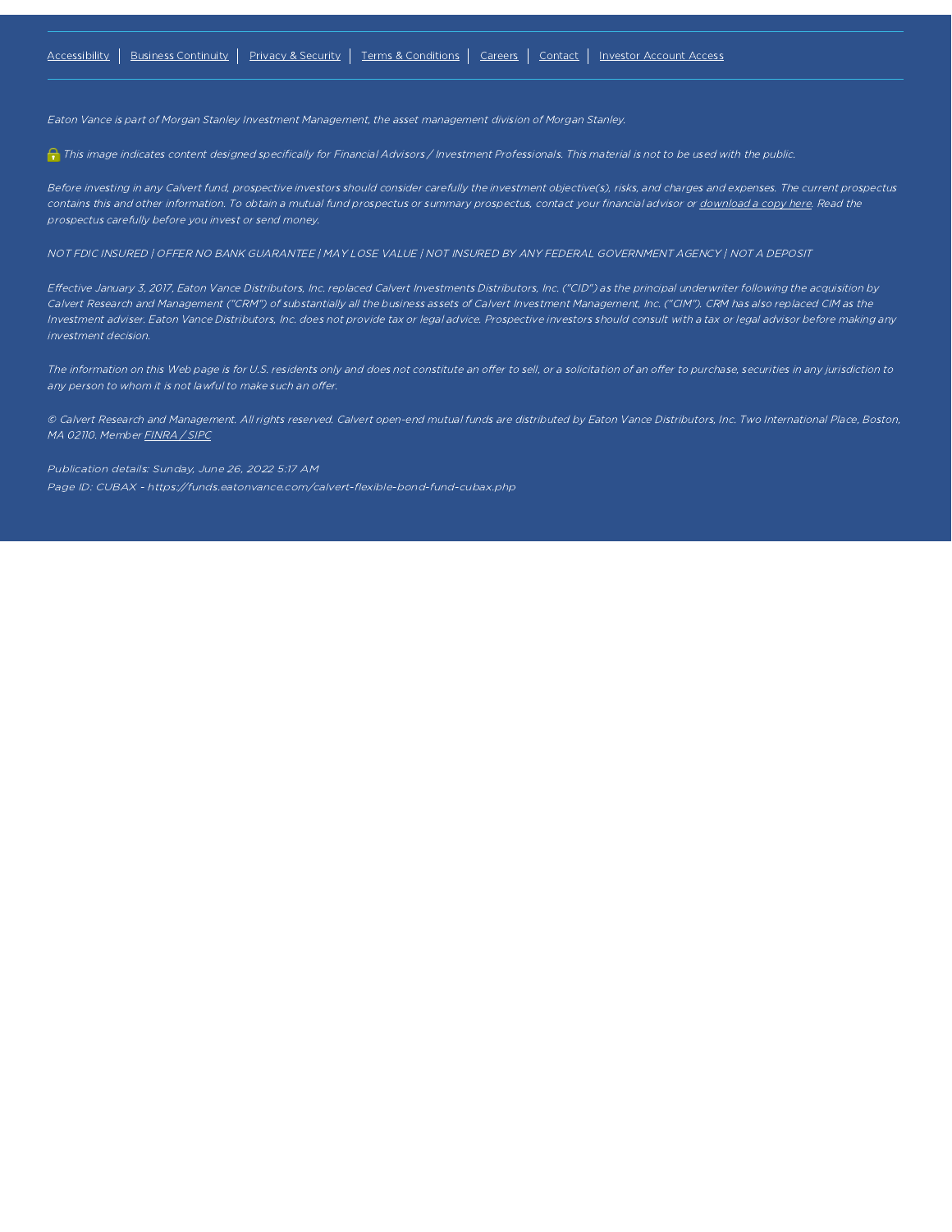Accessibility | Business Continuity | Privacy & Security | Terms & Conditions | Careers | Contact | Investor Account Access

*Eaton Vance is part of Morgan Stanley Investment Management, the asset management division of Morgan Stanley.*

*This image indicates content designed specifically for Financial Advisors / Investment Professionals. This material is not to be used with the public.*

*Before investing in any Calvert fund, prospective investors should consider carefully the investment objective(s), risks, and charges and expenses. The current prospectus contains this and other information. To obtain a mutual fund prospectus or summary prospectus, contact your financial advisor or download a copy here. Read the prospectus carefully before you invest or send money.*

*NOT FDIC INSURED | OFFER NO BANK GUARANTEE | MAY LOSE VALUE | NOT INSURED BY ANY FEDERAL GOVERNMENT AGENCY | NOT A DEPOSIT*

*Effective January 3, 2017, Eaton Vance Distributors, Inc. replaced Calvert Investments Distributors, Inc. ("CID") as the principal underwriter following the acquisition by Calvert Research and Management ("CRM") of substantially all the business assets of Calvert Investment Management, Inc. ("CIM"). CRM has also replaced CIM as the Investment adviser. Eaton Vance Distributors, Inc. does not provide tax or legal advice. Prospective investors should consult with a tax or legal advisor before making any investment decision.*

*The information on this Web page is for U.S. residents only and does not constitute an offer to sell, or a solicitation of an offer to purchase, securities in any jurisdiction to any person to whom it is not lawful to make such an offer.*

*© Calvert Research and Management. All rights reserved. Calvert open-end mutual funds are distributed by Eaton Vance Distributors, Inc. Two International Place, Boston, MA 02110. Member FINRA / SIPC*

*Publication details: Sunday, June 26, 2022 5:17 AM*
*Page ID: CUBAX - https://funds.eatonvance.com/calvert-flexible-bond-fund-cubax.php*